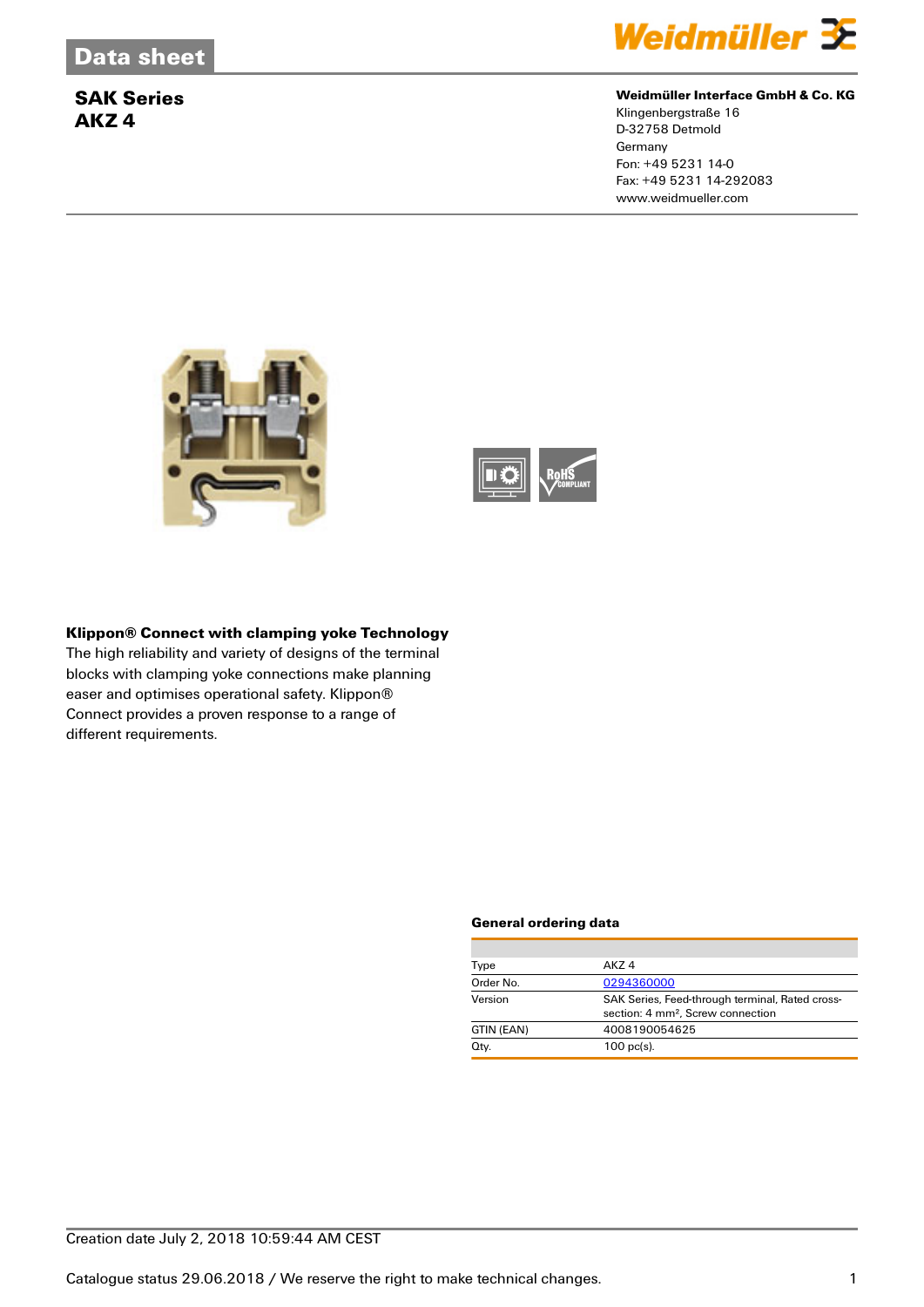# Data sheet

## SAK Series
## AKZ 4

**Weidmüller Interface GmbH & Co. KG**
Klingenbergstraße 16
D-32758 Detmold
Germany
Fon: +49 5231 14-0
Fax: +49 5231 14-292083
www.weidmueller.com

### Klippon® Connect with clamping yoke Technology

The high reliability and variety of designs of the terminal blocks with clamping yoke connections make planning easer and optimises operational safety. Klippon® Connect provides a proven response to a range of different requirements.

### General ordering data

| | |
|---|---|
| Type | AKZ 4 |
| Order No. | 0294360000 |
| Version | SAK Series, Feed-through terminal, Rated cross-section: 4 mm², Screw connection |
| GTIN (EAN) | 4008190054625 |
| Qty. | 100 pc(s). |

Creation date July 2, 2018 10:59:44 AM CEST

Catalogue status 29.06.2018 / We reserve the right to make technical changes.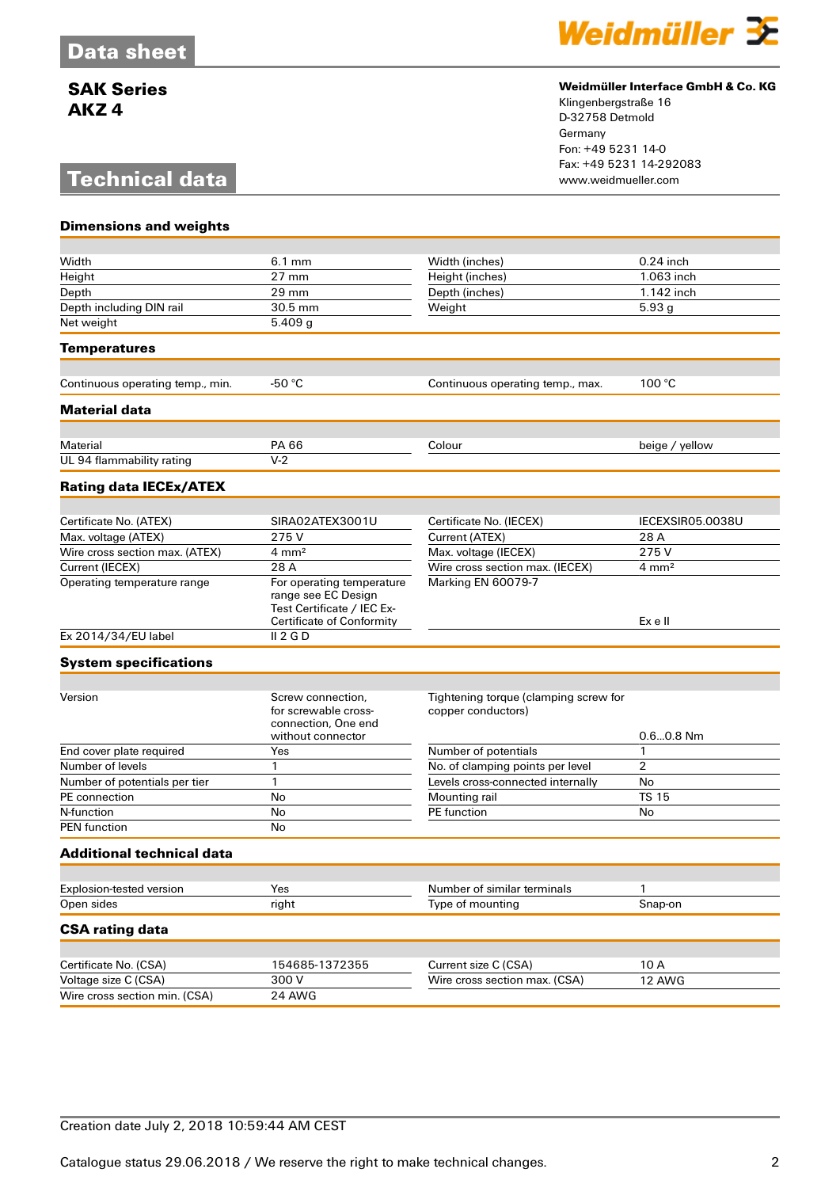# Data sheet

**SAK Series**
**AKZ 4**

**Weidmüller Interface GmbH & Co. KG**
Klingenbergstraße 16
D-32758 Detmold
Germany
Fon: +49 5231 14-0
Fax: +49 5231 14-292083
www.weidmueller.com

# Technical data

## Dimensions and weights

| | | | |
|---|---|---|---|
| Width | 6.1 mm | Width (inches) | 0.24 inch |
| Height | 27 mm | Height (inches) | 1.063 inch |
| Depth | 29 mm | Depth (inches) | 1.142 inch |
| Depth including DIN rail | 30.5 mm | Weight | 5.93 g |
| Net weight | 5.409 g | | |

## Temperatures

| | | | |
|---|---|---|---|
| Continuous operating temp., min. | -50 °C | Continuous operating temp., max. | 100 °C |

## Material data

| | | | |
|---|---|---|---|
| Material | PA 66 | Colour | beige / yellow |
| UL 94 flammability rating | V-2 | | |

## Rating data IECEx/ATEX

| | | | |
|---|---|---|---|
| Certificate No. (ATEX) | SIRA02ATEX3001U | Certificate No. (IECEX) | IECEXSIR05.0038U |
| Max. voltage (ATEX) | 275 V | Current (ATEX) | 28 A |
| Wire cross section max. (ATEX) | 4 mm² | Max. voltage (IECEX) | 275 V |
| Current (IECEX) | 28 A | Wire cross section max. (IECEX) | 4 mm² |
| Operating temperature range | For operating temperature range see EC Design Test Certificate / IEC Ex-Certificate of Conformity | Marking EN 60079-7 | Ex e II |
| Ex 2014/34/EU label | II 2 G D | | |

## System specifications

| | | | |
|---|---|---|---|
| Version | Screw connection, for screwable cross-connection, One end without connector | Tightening torque (clamping screw for copper conductors) | 0.6...0.8 Nm |
| End cover plate required | Yes | Number of potentials | 1 |
| Number of levels | 1 | No. of clamping points per level | 2 |
| Number of potentials per tier | 1 | Levels cross-connected internally | No |
| PE connection | No | Mounting rail | TS 15 |
| N-function | No | PE function | No |
| PEN function | No | | |

## Additional technical data

| | | | |
|---|---|---|---|
| Explosion-tested version | Yes | Number of similar terminals | 1 |
| Open sides | right | Type of mounting | Snap-on |

## CSA rating data

| | | | |
|---|---|---|---|
| Certificate No. (CSA) | 154685-1372355 | Current size C (CSA) | 10 A |
| Voltage size C (CSA) | 300 V | Wire cross section max. (CSA) | 12 AWG |
| Wire cross section min. (CSA) | 24 AWG | | |

Creation date July 2, 2018 10:59:44 AM CEST

Catalogue status 29.06.2018 / We reserve the right to make technical changes.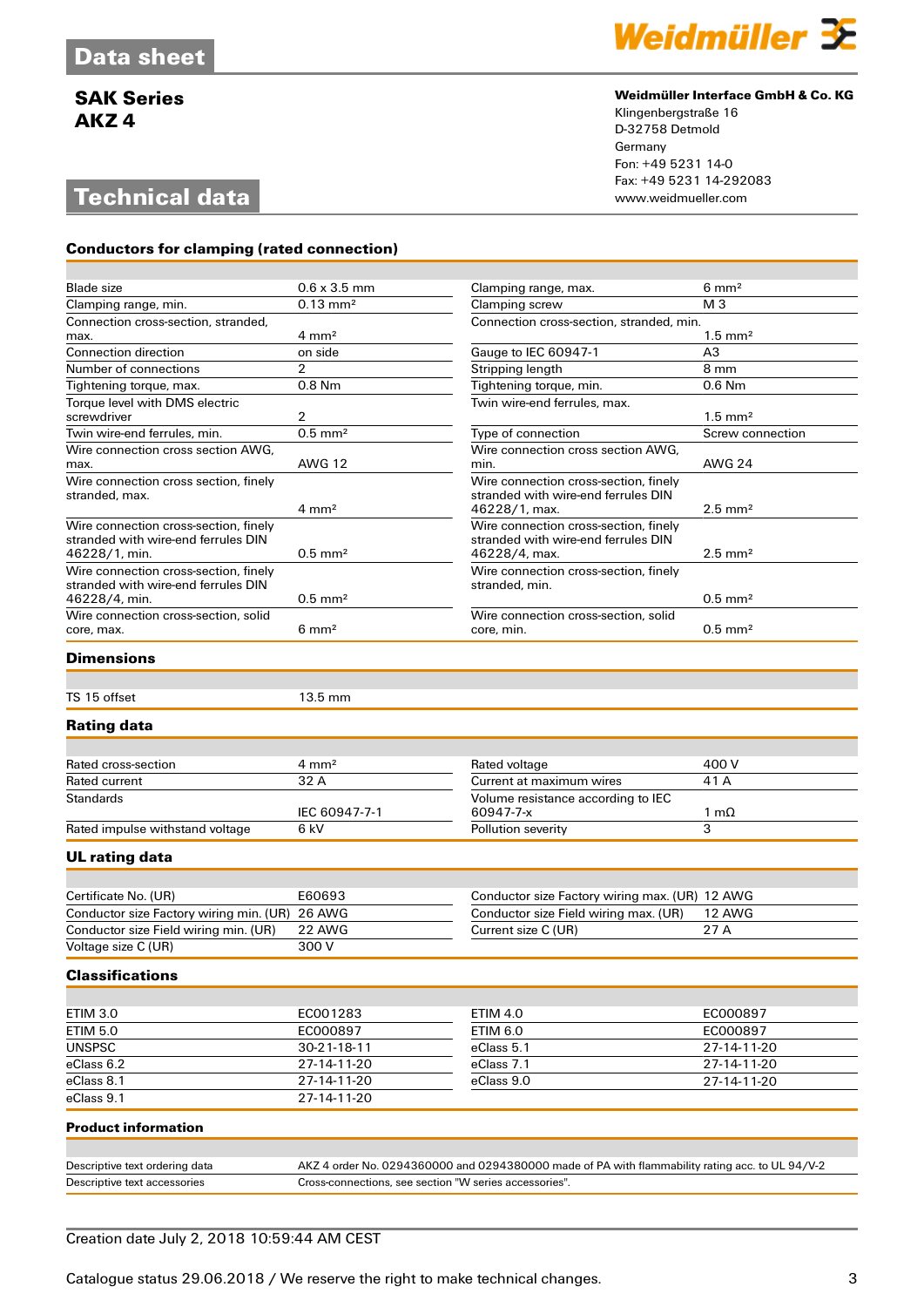# Data sheet

**SAK Series**
**AKZ 4**

**Weidmüller Interface GmbH & Co. KG**
Klingenbergstraße 16
D-32758 Detmold
Germany
Fon: +49 5231 14-0
Fax: +49 5231 14-292083
www.weidmueller.com

# Technical data

## Conductors for clamping (rated connection)

| | | | |
|---|---|---|---|
| Blade size | 0.6 x 3.5 mm | Clamping range, max. | 6 mm² |
| Clamping range, min. | 0.13 mm² | Clamping screw | M 3 |
| Connection cross-section, stranded, max. | 4 mm² | Connection cross-section, stranded, min. | 1.5 mm² |
| Connection direction | on side | Gauge to IEC 60947-1 | A3 |
| Number of connections | 2 | Stripping length | 8 mm |
| Tightening torque, max. | 0.8 Nm | Tightening torque, min. | 0.6 Nm |
| Torque level with DMS electric screwdriver | 2 | Twin wire-end ferrules, max. | 1.5 mm² |
| Twin wire-end ferrules, min. | 0.5 mm² | Type of connection | Screw connection |
| Wire connection cross section AWG, max. | AWG 12 | Wire connection cross section AWG, min. | AWG 24 |
| Wire connection cross section, finely stranded, max. | 4 mm² | Wire connection cross-section, finely stranded with wire-end ferrules DIN 46228/1, max. | 2.5 mm² |
| Wire connection cross-section, finely stranded with wire-end ferrules DIN 46228/1, min. | 0.5 mm² | Wire connection cross-section, finely stranded with wire-end ferrules DIN 46228/4, max. | 2.5 mm² |
| Wire connection cross-section, finely stranded with wire-end ferrules DIN 46228/4, min. | 0.5 mm² | Wire connection cross-section, finely stranded, min. | 0.5 mm² |
| Wire connection cross-section, solid core, max. | 6 mm² | Wire connection cross-section, solid core, min. | 0.5 mm² |

## Dimensions

| | |
|---|---|
| TS 15 offset | 13.5 mm |

## Rating data

| | | | |
|---|---|---|---|
| Rated cross-section | 4 mm² | Rated voltage | 400 V |
| Rated current | 32 A | Current at maximum wires | 41 A |
| Standards | IEC 60947-7-1 | Volume resistance according to IEC 60947-7-x | 1 mΩ |
| Rated impulse withstand voltage | 6 kV | Pollution severity | 3 |

## UL rating data

| | | | |
|---|---|---|---|
| Certificate No. (UR) | E60693 | Conductor size Factory wiring max. (UR) | 12 AWG |
| Conductor size Factory wiring min. (UR) | 26 AWG | Conductor size Field wiring max. (UR) | 12 AWG |
| Conductor size Field wiring min. (UR) | 22 AWG | Current size C (UR) | 27 A |
| Voltage size C (UR) | 300 V | | |

## Classifications

| | | | |
|---|---|---|---|
| ETIM 3.0 | EC001283 | ETIM 4.0 | EC000897 |
| ETIM 5.0 | EC000897 | ETIM 6.0 | EC000897 |
| UNSPSC | 30-21-18-11 | eClass 5.1 | 27-14-11-20 |
| eClass 6.2 | 27-14-11-20 | eClass 7.1 | 27-14-11-20 |
| eClass 8.1 | 27-14-11-20 | eClass 9.0 | 27-14-11-20 |
| eClass 9.1 | 27-14-11-20 | | |

## Product information

| | |
|---|---|
| Descriptive text ordering data | AKZ 4 order No. 0294360000 and 0294380000 made of PA with flammability rating acc. to UL 94/V-2 |
| Descriptive text accessories | Cross-connections, see section "W series accessories". |

Creation date July 2, 2018 10:59:44 AM CEST

Catalogue status 29.06.2018 / We reserve the right to make technical changes.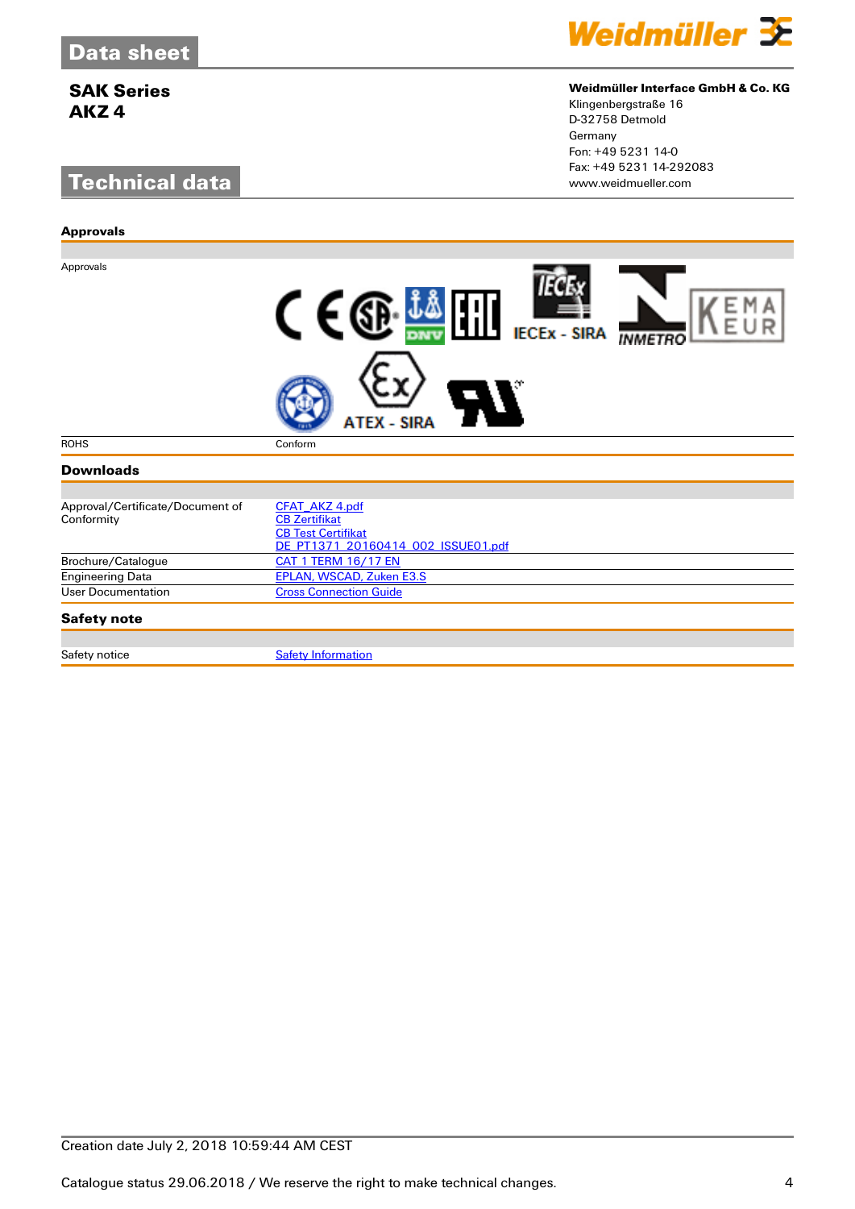# Data sheet

**SAK Series**
**AKZ 4**

**Weidmüller Interface GmbH & Co. KG**
Klingenbergstraße 16
D-32758 Detmold
Germany
Fon: +49 5231 14-0
Fax: +49 5231 14-292083
www.weidmueller.com

## Technical data

### Approvals

| | |
|---|---|
| Approvals | |
| ROHS | Conform |

### Downloads

| | |
|---|---|
| Approval/Certificate/Document of Conformity | CFAT_AKZ 4.pdf<br>CB Zertifikat<br>CB Test Certifikat<br>DE_PT1371_20160414_002_ISSUE01.pdf |
| Brochure/Catalogue | CAT 1 TERM 16/17 EN |
| Engineering Data | EPLAN, WSCAD, Zuken E3.S |
| User Documentation | Cross Connection Guide |

### Safety note

| | |
|---|---|
| Safety notice | Safety Information |

Creation date July 2, 2018 10:59:44 AM CEST

Catalogue status 29.06.2018 / We reserve the right to make technical changes.